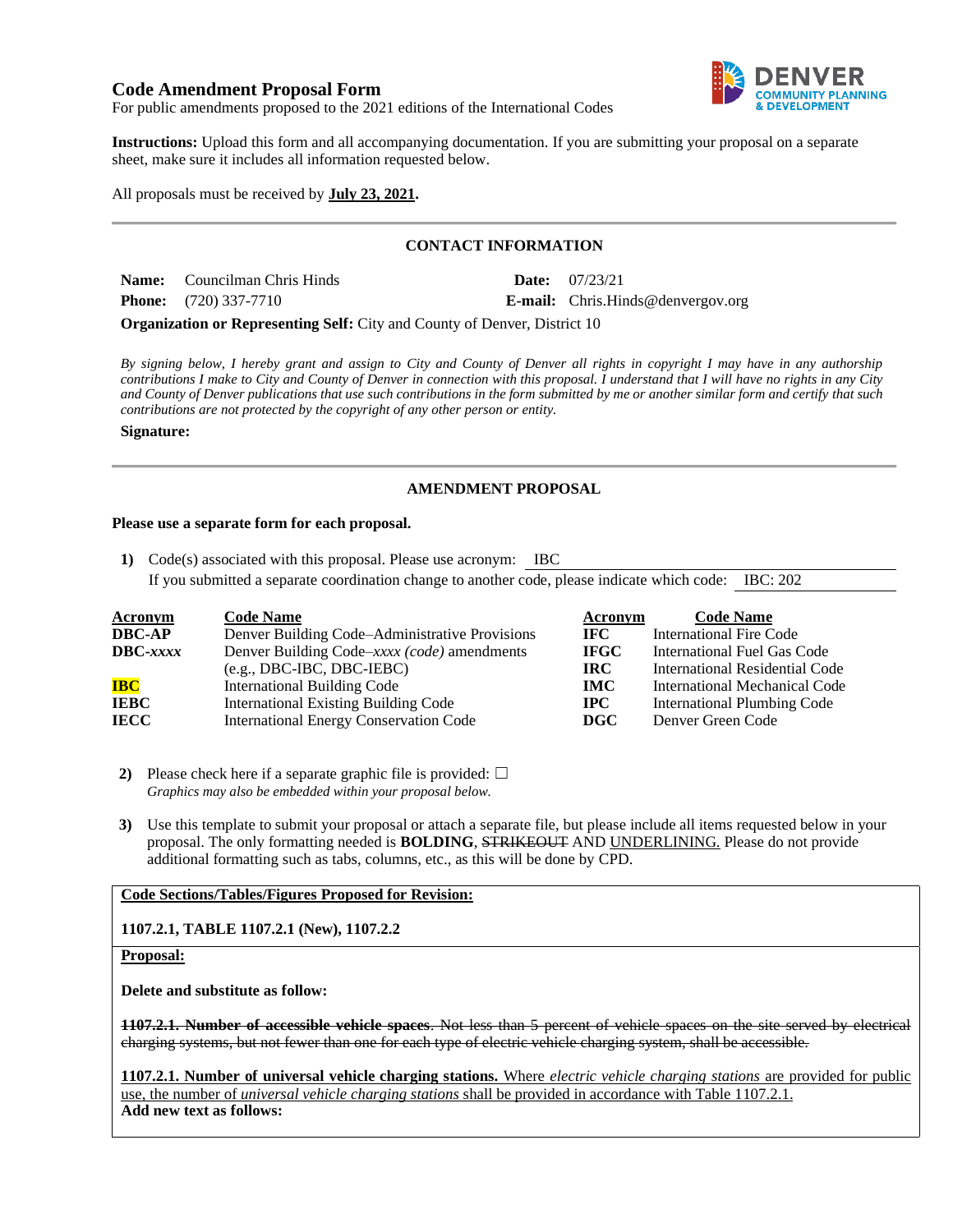# Code Amendment Proposal Form

For public amendments proposed to the 2021 editions of the International Codes

**Instructions:** Upload this form and all accompanying documentation. If you are submitting your proposal on a separate sheet, make sure it includes all information requested below.

All proposals must be received by **July 23, 2021.**

---

## CONTACT INFORMATION

**Name:** Councilman Chris Hinds **Date:** 07/23/21

**Phone:** (720) 337-7710 **E-mail:** Chris.Hinds@denvergov.org

**Organization or Representing Self:** City and County of Denver, District 10

*By signing below, I hereby grant and assign to City and County of Denver all rights in copyright I may have in any authorship contributions I make to City and County of Denver in connection with this proposal. I understand that I will have no rights in any City and County of Denver publications that use such contributions in the form submitted by me or another similar form and certify that such contributions are not protected by the copyright of any other person or entity.*

**Signature:**

---

## AMENDMENT PROPOSAL

**Please use a separate form for each proposal.**

1) Code(s) associated with this proposal. Please use acronym: IBC
   If you submitted a separate coordination change to another code, please indicate which code: IBC: 202

| Acronym | Code Name | Acronym | Code Name |
|---|---|---|---|
| **DBC-AP** | Denver Building Code–Administrative Provisions | **IFC** | International Fire Code |
| **DBC-*xxxx*** | Denver Building Code–*xxxx (code)* amendments (e.g., DBC-IBC, DBC-IEBC) | **IFGC** | International Fuel Gas Code |
| **IBC** | International Building Code | **IRC** | International Residential Code |
| **IEBC** | International Existing Building Code | **IMC** | International Mechanical Code |
| **IECC** | International Energy Conservation Code | **IPC** | International Plumbing Code |
| | | **DGC** | Denver Green Code |

2) Please check here if a separate graphic file is provided: ☐
   *Graphics may also be embedded within your proposal below.*

3) Use this template to submit your proposal or attach a separate file, but please include all items requested below in your proposal. The only formatting needed is **BOLDING**, ~~STRIKEOUT~~ AND <u>UNDERLINING.</u> Please do not provide additional formatting such as tabs, columns, etc., as this will be done by CPD.

**<u>Code Sections/Tables/Figures Proposed for Revision:</u>**

**1107.2.1, TABLE 1107.2.1 (New), 1107.2.2**

**<u>Proposal:</u>**

**Delete and substitute as follow:**

~~**1107.2.1. Number of accessible vehicle spaces**. Not less than 5 percent of vehicle spaces on the site served by electrical charging systems, but not fewer than one for each type of electric vehicle charging system, shall be accessible.~~

<u>**1107.2.1. Number of universal vehicle charging stations.** Where *electric vehicle charging stations* are provided for public use, the number of *universal vehicle charging stations* shall be provided in accordance with Table 1107.2.1.</u>

**Add new text as follows:**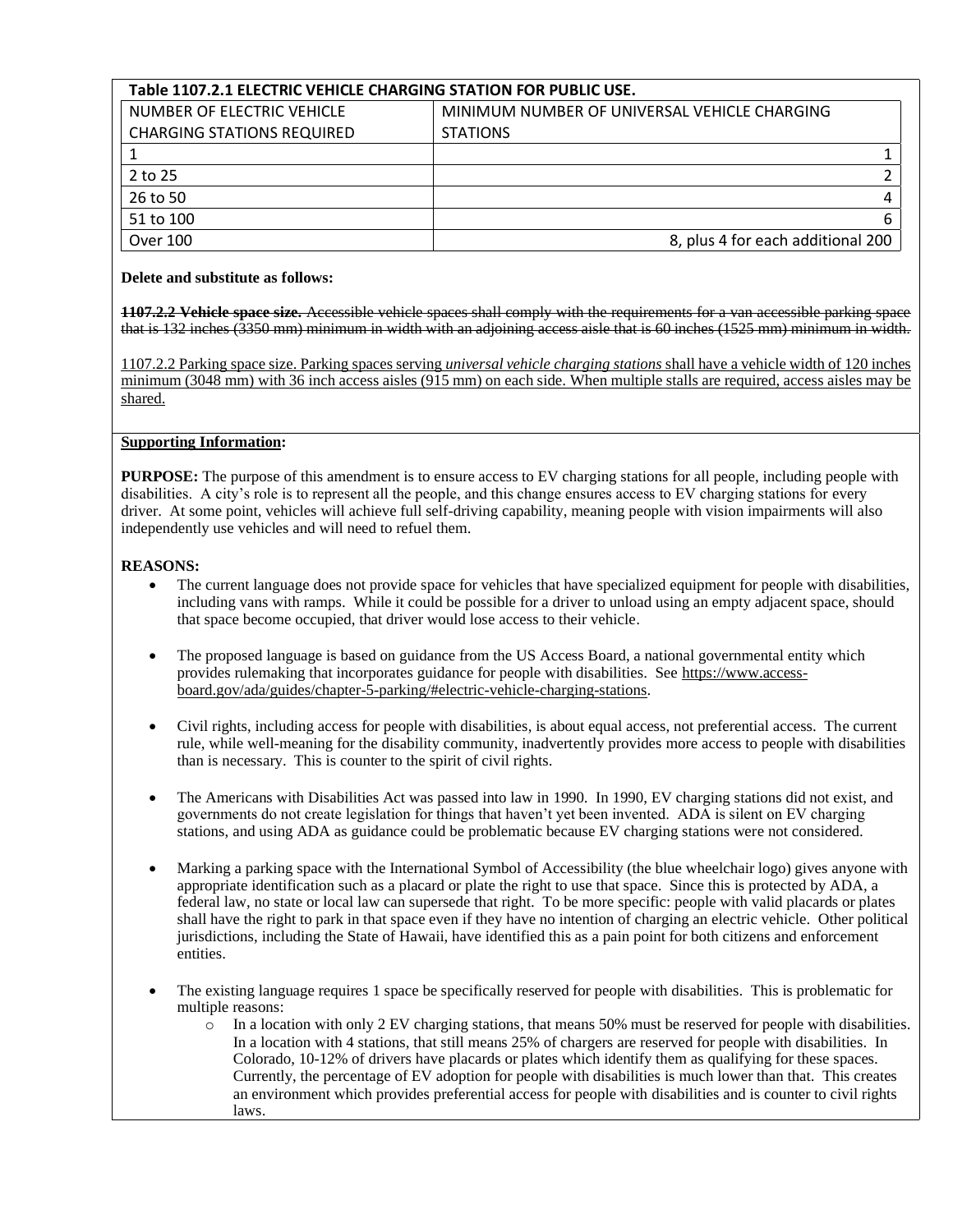**Table 1107.2.1 ELECTRIC VEHICLE CHARGING STATION FOR PUBLIC USE.**

| NUMBER OF ELECTRIC VEHICLE CHARGING STATIONS REQUIRED | MINIMUM NUMBER OF UNIVERSAL VEHICLE CHARGING STATIONS |
|---|---|
| 1 | 1 |
| 2 to 25 | 2 |
| 26 to 50 | 4 |
| 51 to 100 | 6 |
| Over 100 | 8, plus 4 for each additional 200 |

**Delete and substitute as follows:**

~~**1107.2.2 Vehicle space size.** Accessible vehicle spaces shall comply with the requirements for a van accessible parking space that is 132 inches (3350 mm) minimum in width with an adjoining access aisle that is 60 inches (1525 mm) minimum in width.~~

<u>1107.2.2 Parking space size. Parking spaces serving *universal vehicle charging stations* shall have a vehicle width of 120 inches minimum (3048 mm) with 36 inch access aisles (915 mm) on each side. When multiple stalls are required, access aisles may be shared.</u>

**<u>Supporting Information</u>:**

**PURPOSE:** The purpose of this amendment is to ensure access to EV charging stations for all people, including people with disabilities. A city's role is to represent all the people, and this change ensures access to EV charging stations for every driver. At some point, vehicles will achieve full self-driving capability, meaning people with vision impairments will also independently use vehicles and will need to refuel them.

**REASONS:**

- The current language does not provide space for vehicles that have specialized equipment for people with disabilities, including vans with ramps. While it could be possible for a driver to unload using an empty adjacent space, should that space become occupied, that driver would lose access to their vehicle.
- The proposed language is based on guidance from the US Access Board, a national governmental entity which provides rulemaking that incorporates guidance for people with disabilities. See https://www.access-board.gov/ada/guides/chapter-5-parking/#electric-vehicle-charging-stations.
- Civil rights, including access for people with disabilities, is about equal access, not preferential access. The current rule, while well-meaning for the disability community, inadvertently provides more access to people with disabilities than is necessary. This is counter to the spirit of civil rights.
- The Americans with Disabilities Act was passed into law in 1990. In 1990, EV charging stations did not exist, and governments do not create legislation for things that haven't yet been invented. ADA is silent on EV charging stations, and using ADA as guidance could be problematic because EV charging stations were not considered.
- Marking a parking space with the International Symbol of Accessibility (the blue wheelchair logo) gives anyone with appropriate identification such as a placard or plate the right to use that space. Since this is protected by ADA, a federal law, no state or local law can supersede that right. To be more specific: people with valid placards or plates shall have the right to park in that space even if they have no intention of charging an electric vehicle. Other political jurisdictions, including the State of Hawaii, have identified this as a pain point for both citizens and enforcement entities.
- The existing language requires 1 space be specifically reserved for people with disabilities. This is problematic for multiple reasons:
    - In a location with only 2 EV charging stations, that means 50% must be reserved for people with disabilities. In a location with 4 stations, that still means 25% of chargers are reserved for people with disabilities. In Colorado, 10-12% of drivers have placards or plates which identify them as qualifying for these spaces. Currently, the percentage of EV adoption for people with disabilities is much lower than that. This creates an environment which provides preferential access for people with disabilities and is counter to civil rights laws.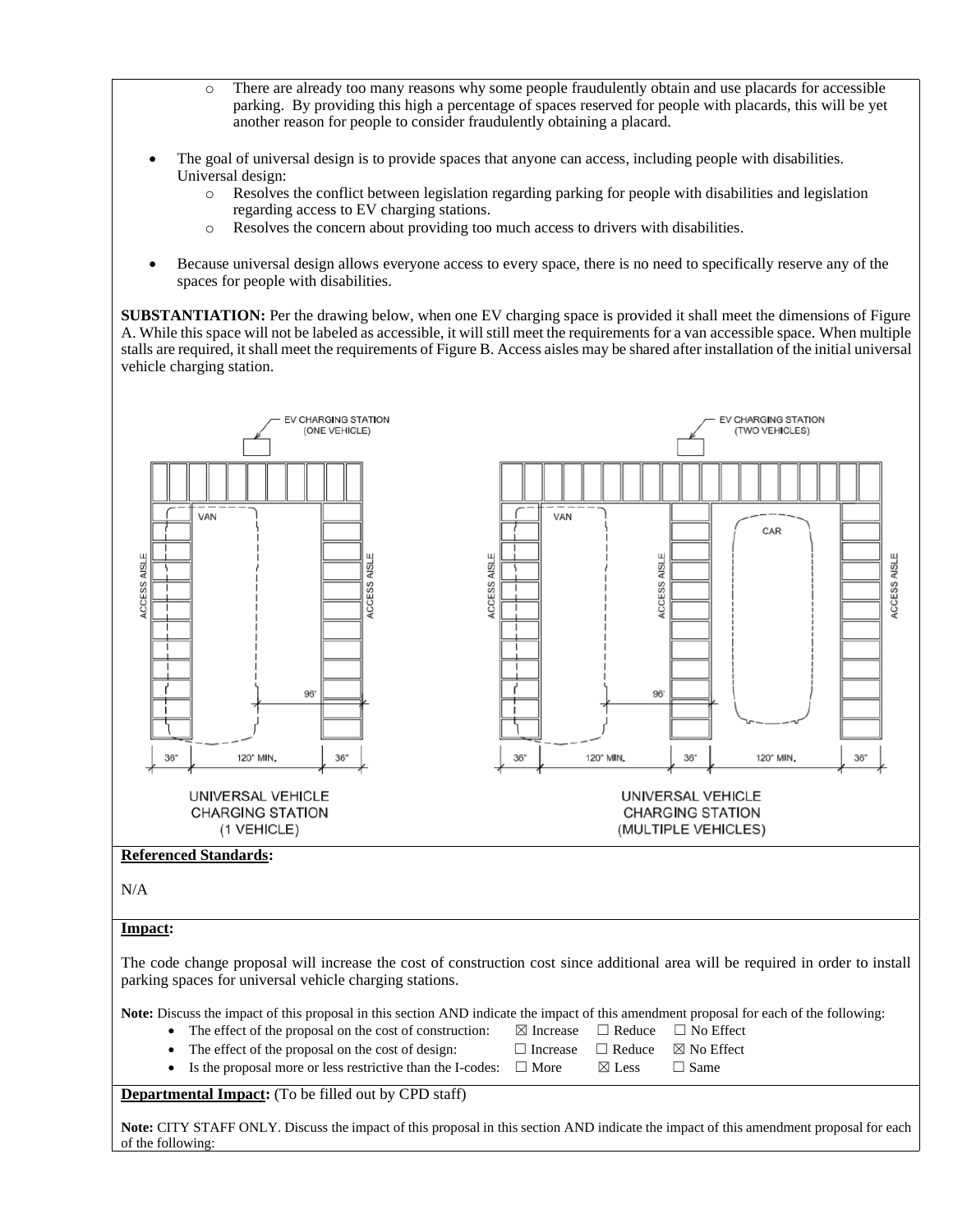- There are already too many reasons why some people fraudulently obtain and use placards for accessible parking. By providing this high a percentage of spaces reserved for people with placards, this will be yet another reason for people to consider fraudulently obtaining a placard.

- The goal of universal design is to provide spaces that anyone can access, including people with disabilities. Universal design:
  - Resolves the conflict between legislation regarding parking for people with disabilities and legislation regarding access to EV charging stations.
  - Resolves the concern about providing too much access to drivers with disabilities.

- Because universal design allows everyone access to every space, there is no need to specifically reserve any of the spaces for people with disabilities.

**SUBSTANTIATION:** Per the drawing below, when one EV charging space is provided it shall meet the dimensions of Figure A. While this space will not be labeled as accessible, it will still meet the requirements for a van accessible space. When multiple stalls are required, it shall meet the requirements of Figure B. Access aisles may be shared after installation of the initial universal vehicle charging station.

UNIVERSAL VEHICLE CHARGING STATION (1 VEHICLE)

UNIVERSAL VEHICLE CHARGING STATION (MULTIPLE VEHICLES)

**Referenced Standards:**

N/A

**Impact:**

The code change proposal will increase the cost of construction cost since additional area will be required in order to install parking spaces for universal vehicle charging stations.

**Note:** Discuss the impact of this proposal in this section AND indicate the impact of this amendment proposal for each of the following:

- The effect of the proposal on the cost of construction: ☒ Increase ☐ Reduce ☐ No Effect
- The effect of the proposal on the cost of design: ☐ Increase ☐ Reduce ☒ No Effect
- Is the proposal more or less restrictive than the I-codes: ☐ More ☒ Less ☐ Same

**Departmental Impact:** (To be filled out by CPD staff)

**Note:** CITY STAFF ONLY. Discuss the impact of this proposal in this section AND indicate the impact of this amendment proposal for each of the following: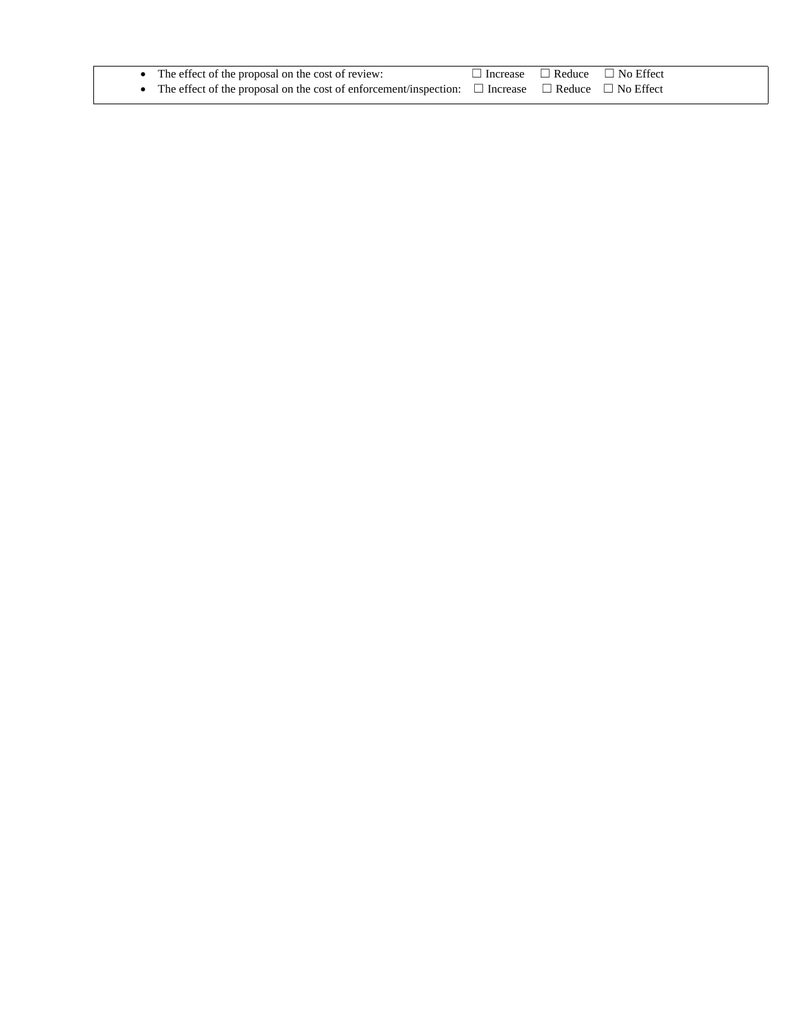- The effect of the proposal on the cost of review: ☐ Increase ☐ Reduce ☐ No Effect
- The effect of the proposal on the cost of enforcement/inspection: ☐ Increase ☐ Reduce ☐ No Effect